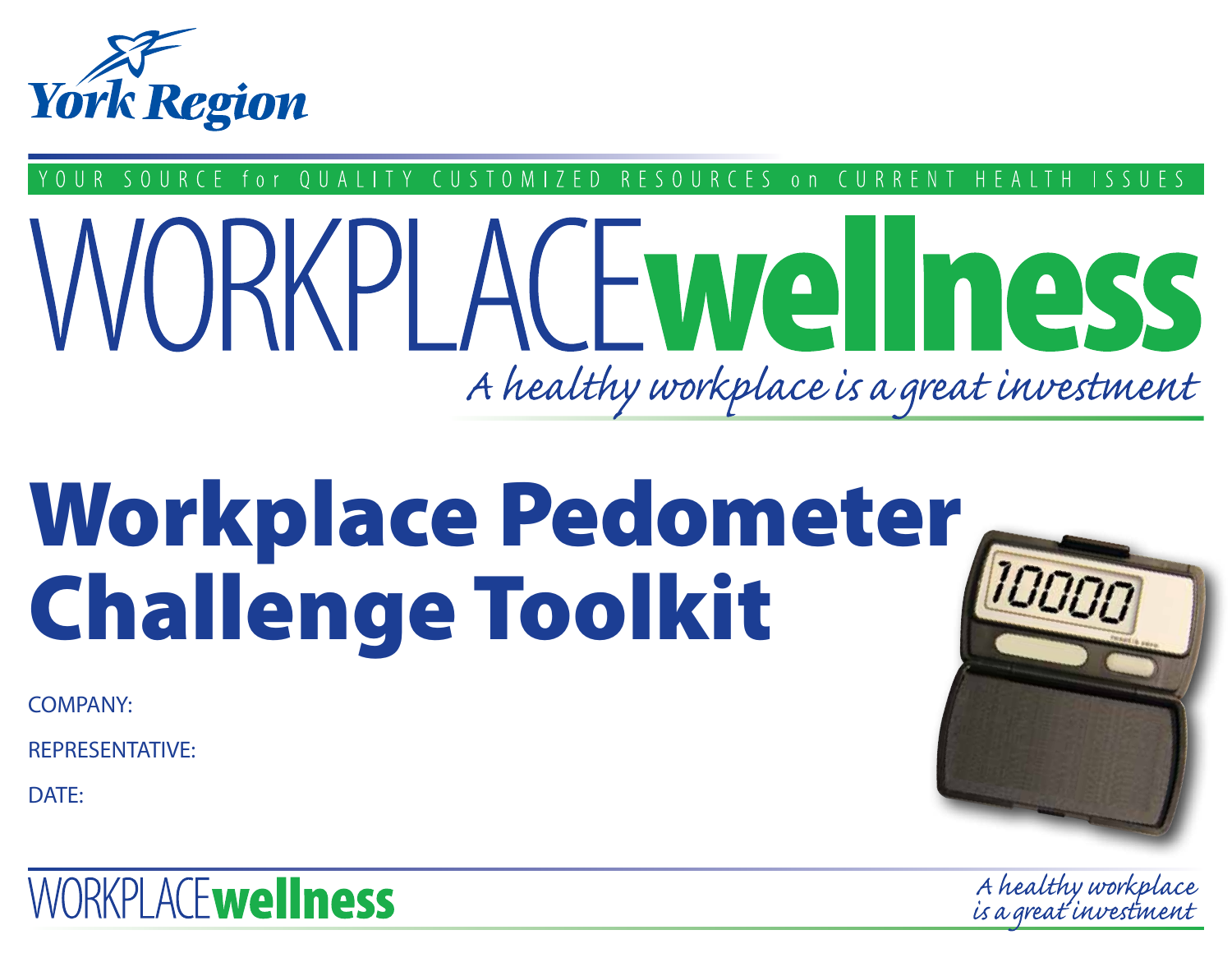York Region

YOUR SOURCE for QUALITY CUSTOMIZED RESOURCES on CURRENT HEALTH ISSUES

# WORKPLACE**wellness**

*A healthy workplace is a great investment*

# Workplace Pedometer Challenge Toolkit

COMPANY:

REPRESENTATIVE:

DATE: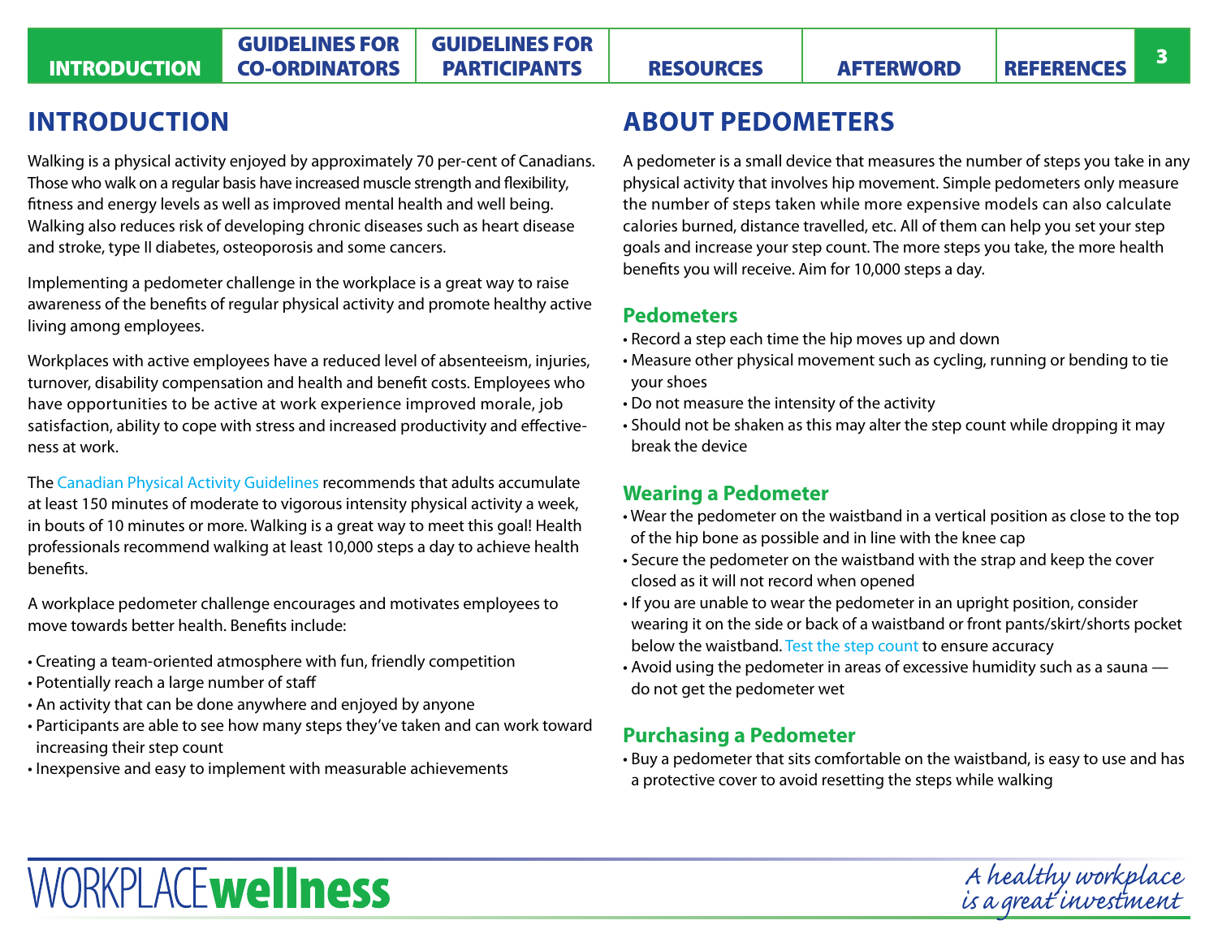## INTRODUCTION

Walking is a physical activity enjoyed by approximately 70 per-cent of Canadians. Those who walk on a regular basis have increased muscle strength and flexibility, fitness and energy levels as well as improved mental health and well being. Walking also reduces risk of developing chronic diseases such as heart disease and stroke, type II diabetes, osteoporosis and some cancers.

Implementing a pedometer challenge in the workplace is a great way to raise awareness of the benefits of regular physical activity and promote healthy active living among employees.

Workplaces with active employees have a reduced level of absenteeism, injuries, turnover, disability compensation and health and benefit costs. Employees who have opportunities to be active at work experience improved morale, job satisfaction, ability to cope with stress and increased productivity and effectiveness at work.

The Canadian Physical Activity Guidelines recommends that adults accumulate at least 150 minutes of moderate to vigorous intensity physical activity a week, in bouts of 10 minutes or more. Walking is a great way to meet this goal! Health professionals recommend walking at least 10,000 steps a day to achieve health benefits.

A workplace pedometer challenge encourages and motivates employees to move towards better health. Benefits include:

- Creating a team-oriented atmosphere with fun, friendly competition
- Potentially reach a large number of staff
- An activity that can be done anywhere and enjoyed by anyone
- Participants are able to see how many steps they've taken and can work toward increasing their step count
- Inexpensive and easy to implement with measurable achievements

## ABOUT PEDOMETERS

A pedometer is a small device that measures the number of steps you take in any physical activity that involves hip movement. Simple pedometers only measure the number of steps taken while more expensive models can also calculate calories burned, distance travelled, etc. All of them can help you set your step goals and increase your step count. The more steps you take, the more health benefits you will receive. Aim for 10,000 steps a day.

### Pedometers

- Record a step each time the hip moves up and down
- Measure other physical movement such as cycling, running or bending to tie your shoes
- Do not measure the intensity of the activity
- Should not be shaken as this may alter the step count while dropping it may break the device

### Wearing a Pedometer

- Wear the pedometer on the waistband in a vertical position as close to the top of the hip bone as possible and in line with the knee cap
- Secure the pedometer on the waistband with the strap and keep the cover closed as it will not record when opened
- If you are unable to wear the pedometer in an upright position, consider wearing it on the side or back of a waistband or front pants/skirt/shorts pocket below the waistband. Test the step count to ensure accuracy
- Avoid using the pedometer in areas of excessive humidity such as a sauna — do not get the pedometer wet

### Purchasing a Pedometer

- Buy a pedometer that sits comfortable on the waistband, is easy to use and has a protective cover to avoid resetting the steps while walking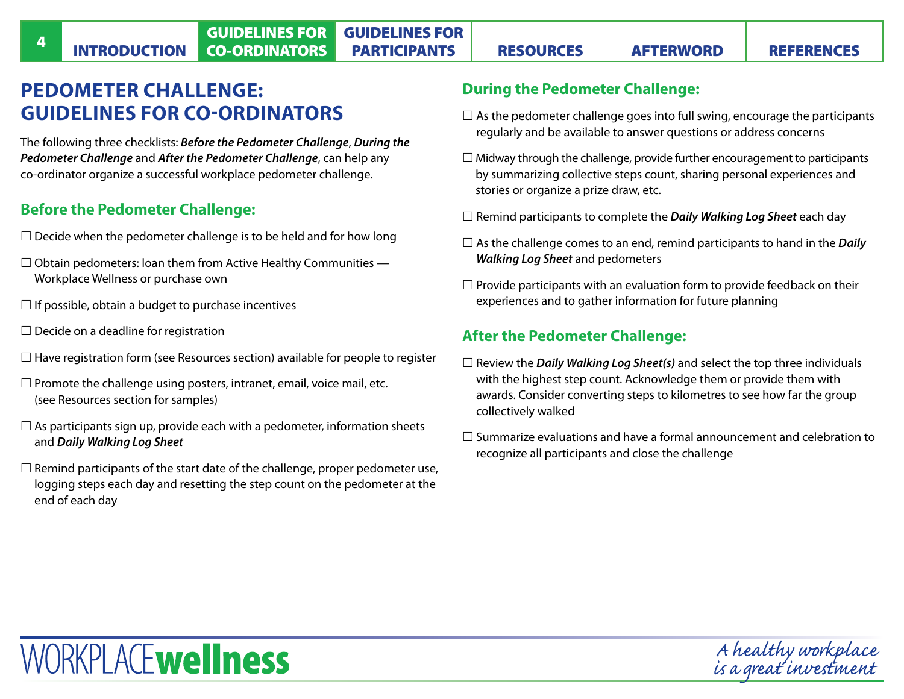# PEDOMETER CHALLENGE: GUIDELINES FOR CO-ORDINATORS

The following three checklists: ***Before the Pedometer Challenge***, ***During the Pedometer Challenge*** and ***After the Pedometer Challenge***, can help any co-ordinator organize a successful workplace pedometer challenge.

## Before the Pedometer Challenge:

- ☐ Decide when the pedometer challenge is to be held and for how long
- ☐ Obtain pedometers: loan them from Active Healthy Communities — Workplace Wellness or purchase own
- ☐ If possible, obtain a budget to purchase incentives
- ☐ Decide on a deadline for registration
- ☐ Have registration form (see Resources section) available for people to register
- ☐ Promote the challenge using posters, intranet, email, voice mail, etc. (see Resources section for samples)
- ☐ As participants sign up, provide each with a pedometer, information sheets and ***Daily Walking Log Sheet***
- ☐ Remind participants of the start date of the challenge, proper pedometer use, logging steps each day and resetting the step count on the pedometer at the end of each day

## During the Pedometer Challenge:

- ☐ As the pedometer challenge goes into full swing, encourage the participants regularly and be available to answer questions or address concerns
- ☐ Midway through the challenge, provide further encouragement to participants by summarizing collective steps count, sharing personal experiences and stories or organize a prize draw, etc.
- ☐ Remind participants to complete the ***Daily Walking Log Sheet*** each day
- ☐ As the challenge comes to an end, remind participants to hand in the ***Daily Walking Log Sheet*** and pedometers
- ☐ Provide participants with an evaluation form to provide feedback on their experiences and to gather information for future planning

## After the Pedometer Challenge:

- ☐ Review the ***Daily Walking Log Sheet(s)*** and select the top three individuals with the highest step count. Acknowledge them or provide them with awards. Consider converting steps to kilometres to see how far the group collectively walked
- ☐ Summarize evaluations and have a formal announcement and celebration to recognize all participants and close the challenge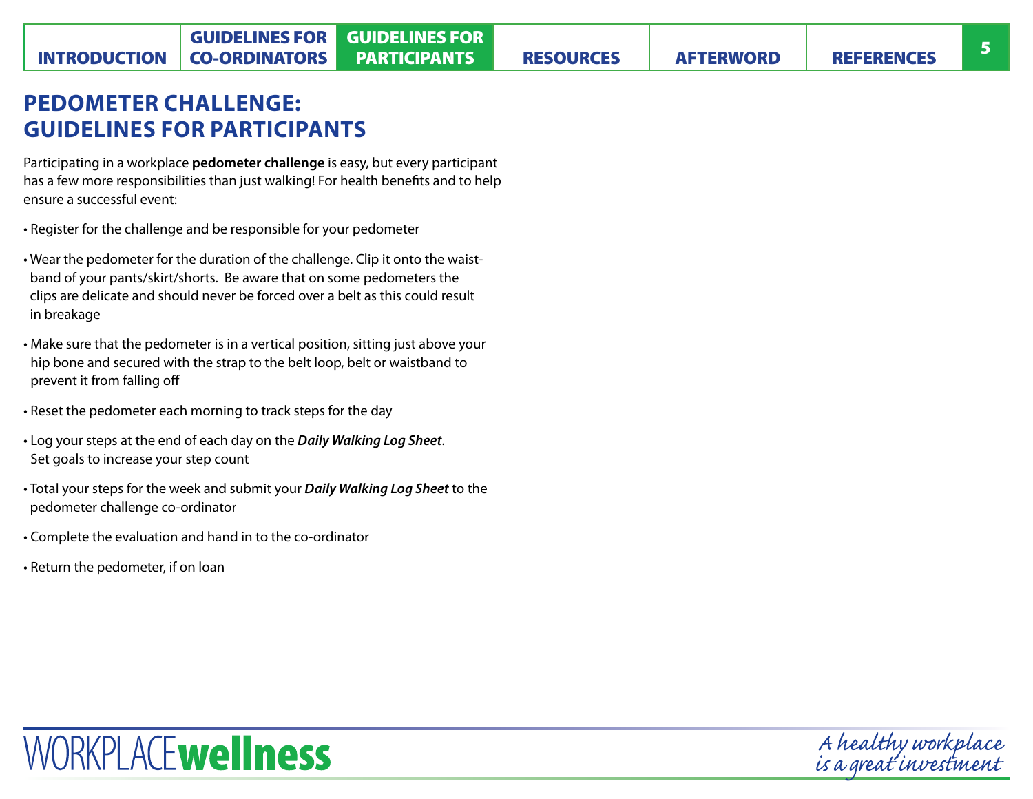# PEDOMETER CHALLENGE: GUIDELINES FOR PARTICIPANTS

Participating in a workplace **pedometer challenge** is easy, but every participant has a few more responsibilities than just walking! For health benefits and to help ensure a successful event:

- Register for the challenge and be responsible for your pedometer
- Wear the pedometer for the duration of the challenge. Clip it onto the waistband of your pants/skirt/shorts. Be aware that on some pedometers the clips are delicate and should never be forced over a belt as this could result in breakage
- Make sure that the pedometer is in a vertical position, sitting just above your hip bone and secured with the strap to the belt loop, belt or waistband to prevent it from falling off
- Reset the pedometer each morning to track steps for the day
- Log your steps at the end of each day on the ***Daily Walking Log Sheet***. Set goals to increase your step count
- Total your steps for the week and submit your ***Daily Walking Log Sheet*** to the pedometer challenge co-ordinator
- Complete the evaluation and hand in to the co-ordinator
- Return the pedometer, if on loan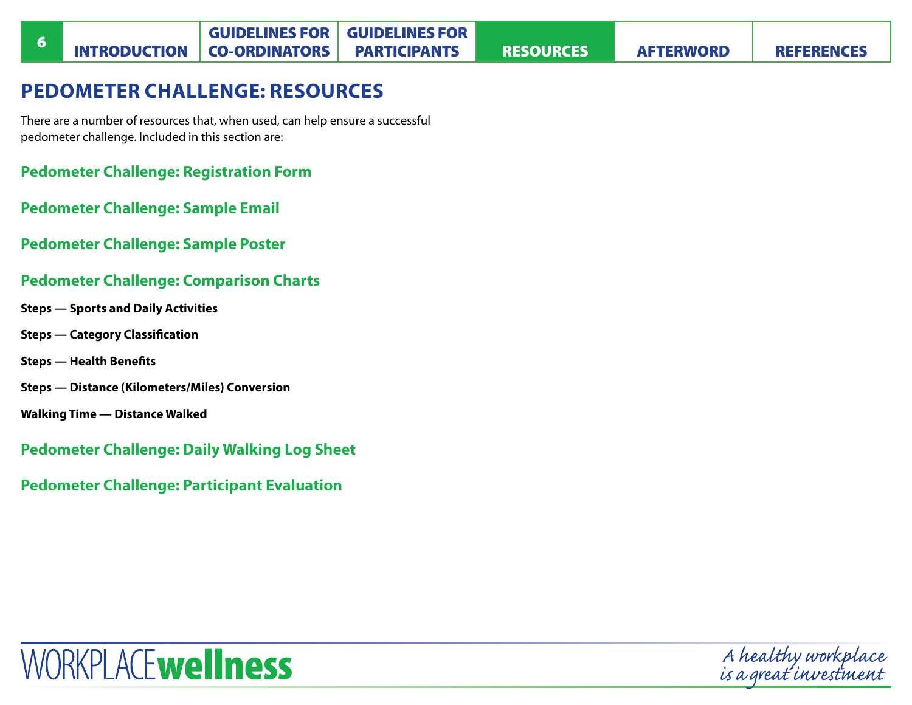# PEDOMETER CHALLENGE: RESOURCES

There are a number of resources that, when used, can help ensure a successful pedometer challenge. Included in this section are:

## Pedometer Challenge: Registration Form

## Pedometer Challenge: Sample Email

## Pedometer Challenge: Sample Poster

## Pedometer Challenge: Comparison Charts

**Steps — Sports and Daily Activities**

**Steps — Category Classification**

**Steps — Health Benefits**

**Steps — Distance (Kilometers/Miles) Conversion**

**Walking Time — Distance Walked**

## Pedometer Challenge: Daily Walking Log Sheet

## Pedometer Challenge: Participant Evaluation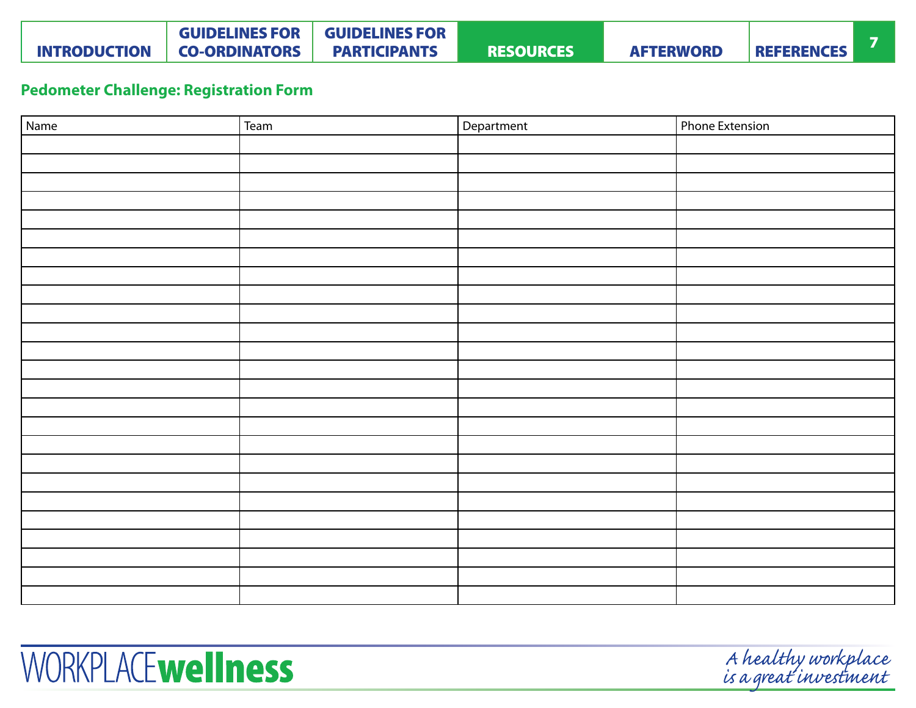## Pedometer Challenge: Registration Form

| Name | Team | Department | Phone Extension |
|---|---|---|---|
| | | | |
| | | | |
| | | | |
| | | | |
| | | | |
| | | | |
| | | | |
| | | | |
| | | | |
| | | | |
| | | | |
| | | | |
| | | | |
| | | | |
| | | | |
| | | | |
| | | | |
| | | | |
| | | | |
| | | | |
| | | | |
| | | | |
| | | | |
| | | | |
| | | | |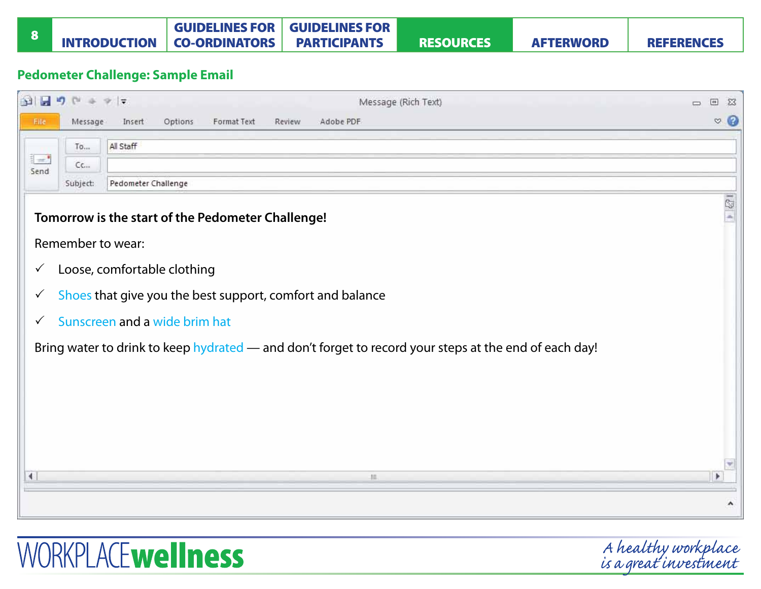## Pedometer Challenge: Sample Email

To... All Staff

Cc...

Subject: Pedometer Challenge

**Tomorrow is the start of the Pedometer Challenge!**

Remember to wear:

- ✓ Loose, comfortable clothing
- ✓ Shoes that give you the best support, comfort and balance
- ✓ Sunscreen and a wide brim hat

Bring water to drink to keep hydrated — and don't forget to record your steps at the end of each day!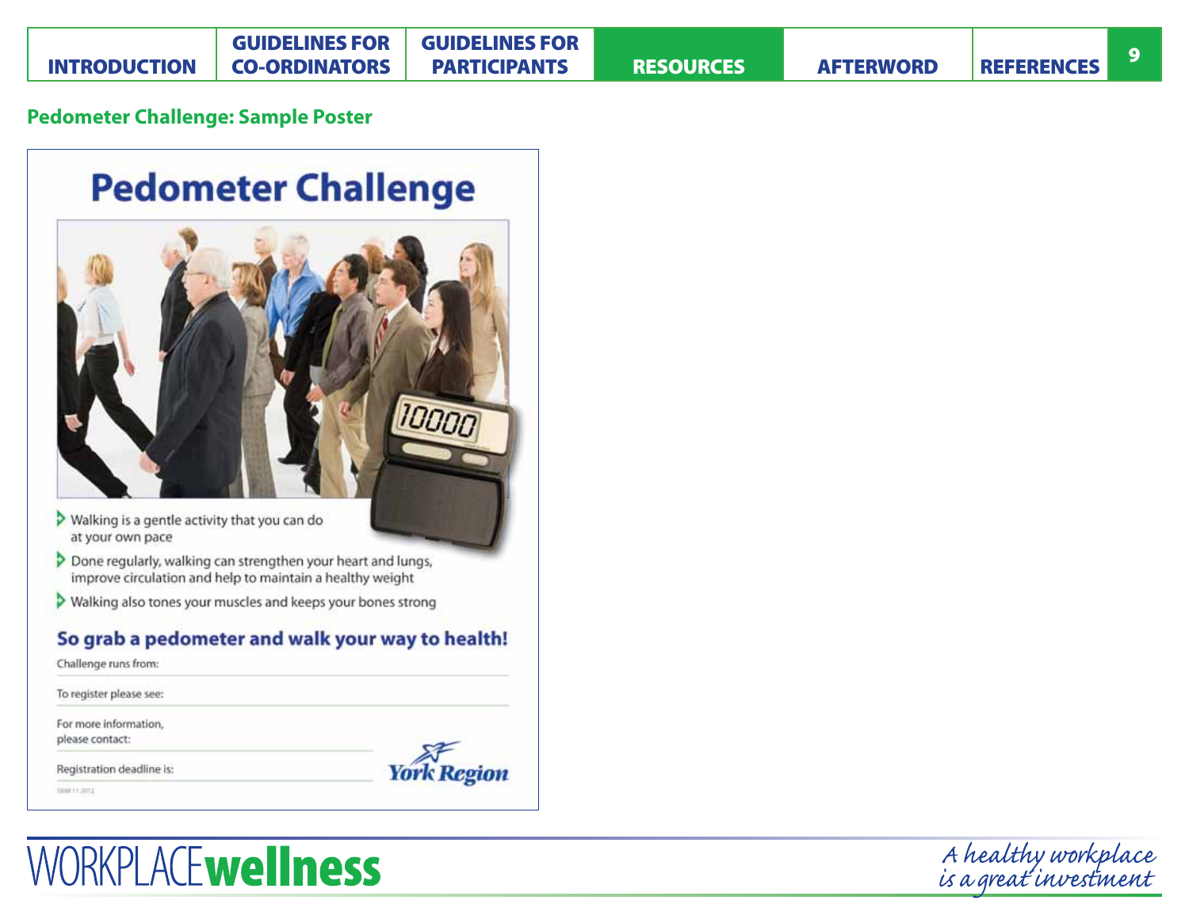## Pedometer Challenge: Sample Poster

# Pedometer Challenge

- Walking is a gentle activity that you can do at your own pace
- Done regularly, walking can strengthen your heart and lungs, improve circulation and help to maintain a healthy weight
- Walking also tones your muscles and keeps your bones strong

**So grab a pedometer and walk your way to health!**

Challenge runs from:

To register please see:

For more information, please contact:

Registration deadline is:

York Region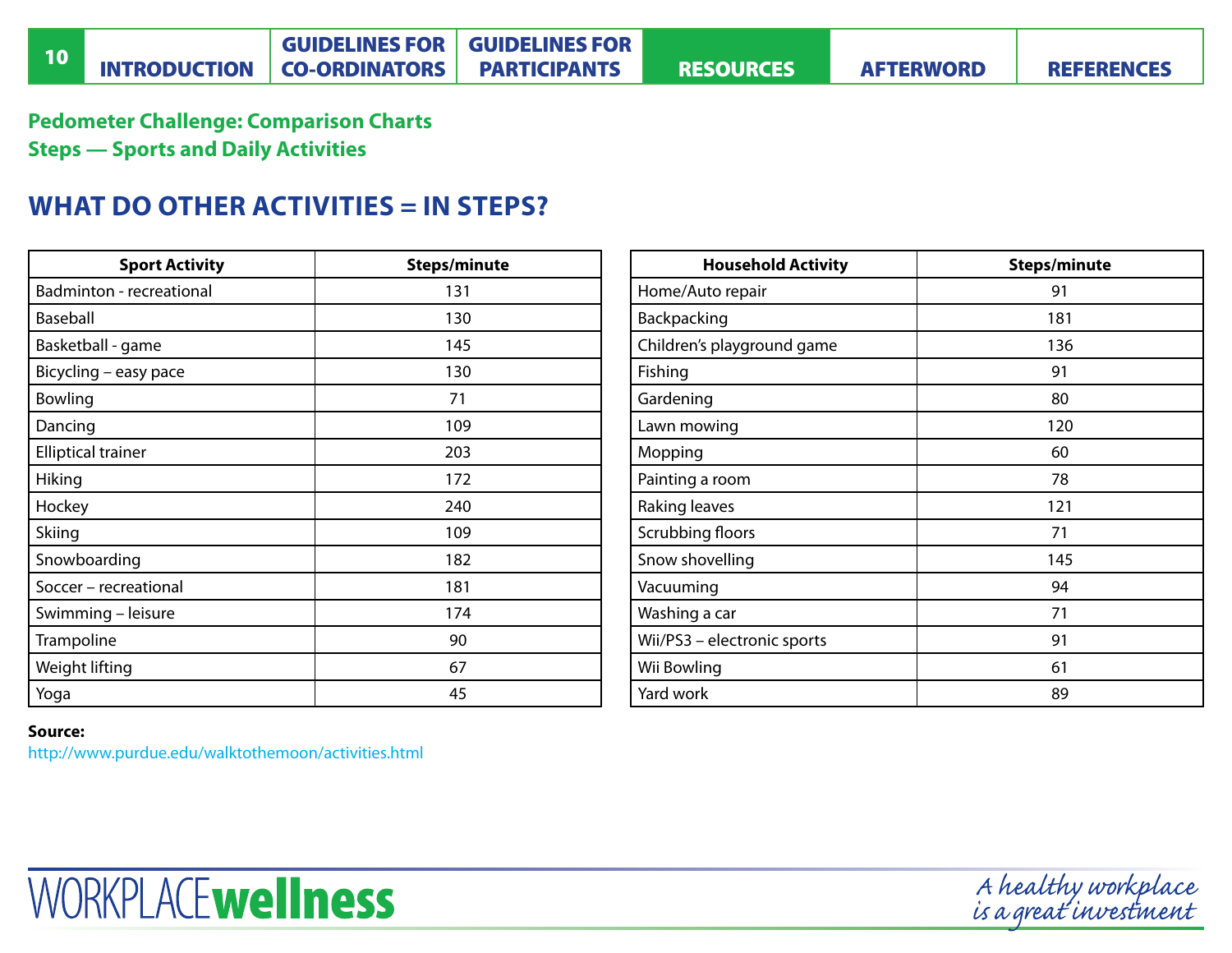**Pedometer Challenge: Comparison Charts**
**Steps — Sports and Daily Activities**

## WHAT DO OTHER ACTIVITIES = IN STEPS?

| Sport Activity | Steps/minute |
|---|---|
| Badminton - recreational | 131 |
| Baseball | 130 |
| Basketball - game | 145 |
| Bicycling – easy pace | 130 |
| Bowling | 71 |
| Dancing | 109 |
| Elliptical trainer | 203 |
| Hiking | 172 |
| Hockey | 240 |
| Skiing | 109 |
| Snowboarding | 182 |
| Soccer – recreational | 181 |
| Swimming – leisure | 174 |
| Trampoline | 90 |
| Weight lifting | 67 |
| Yoga | 45 |

| Household Activity | Steps/minute |
|---|---|
| Home/Auto repair | 91 |
| Backpacking | 181 |
| Children's playground game | 136 |
| Fishing | 91 |
| Gardening | 80 |
| Lawn mowing | 120 |
| Mopping | 60 |
| Painting a room | 78 |
| Raking leaves | 121 |
| Scrubbing floors | 71 |
| Snow shovelling | 145 |
| Vacuuming | 94 |
| Washing a car | 71 |
| Wii/PS3 – electronic sports | 91 |
| Wii Bowling | 61 |
| Yard work | 89 |

**Source:**
http://www.purdue.edu/walktothemoon/activities.html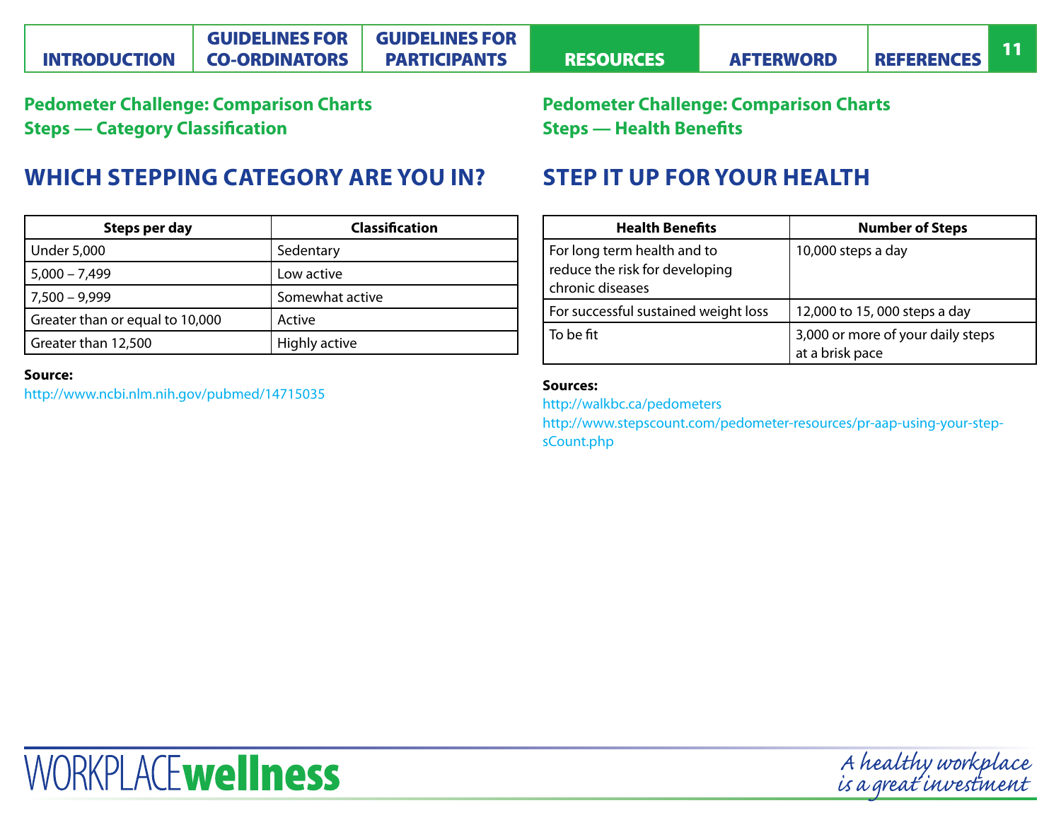**Pedometer Challenge: Comparison Charts**
**Steps — Category Classification**

## WHICH STEPPING CATEGORY ARE YOU IN?

| Steps per day | Classification |
|---|---|
| Under 5,000 | Sedentary |
| 5,000 – 7,499 | Low active |
| 7,500 – 9,999 | Somewhat active |
| Greater than or equal to 10,000 | Active |
| Greater than 12,500 | Highly active |

**Source:**
http://www.ncbi.nlm.nih.gov/pubmed/14715035

**Pedometer Challenge: Comparison Charts**
**Steps — Health Benefits**

## STEP IT UP FOR YOUR HEALTH

| Health Benefits | Number of Steps |
|---|---|
| For long term health and to reduce the risk for developing chronic diseases | 10,000 steps a day |
| For successful sustained weight loss | 12,000 to 15, 000 steps a day |
| To be fit | 3,000 or more of your daily steps at a brisk pace |

**Sources:**
http://walkbc.ca/pedometers
http://www.stepscount.com/pedometer-resources/pr-aap-using-your-stepsCount.php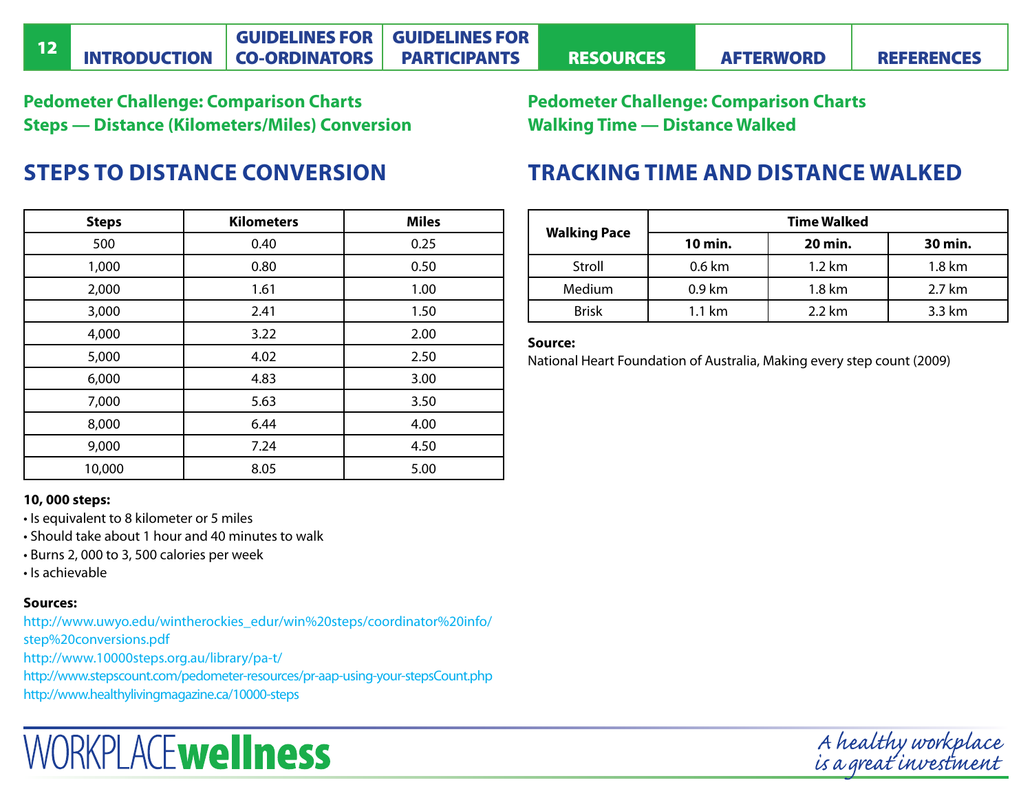**Pedometer Challenge: Comparison Charts**
**Steps — Distance (Kilometers/Miles) Conversion**

## STEPS TO DISTANCE CONVERSION

| Steps | Kilometers | Miles |
|---|---|---|
| 500 | 0.40 | 0.25 |
| 1,000 | 0.80 | 0.50 |
| 2,000 | 1.61 | 1.00 |
| 3,000 | 2.41 | 1.50 |
| 4,000 | 3.22 | 2.00 |
| 5,000 | 4.02 | 2.50 |
| 6,000 | 4.83 | 3.00 |
| 7,000 | 5.63 | 3.50 |
| 8,000 | 6.44 | 4.00 |
| 9,000 | 7.24 | 4.50 |
| 10,000 | 8.05 | 5.00 |

**10, 000 steps:**

- Is equivalent to 8 kilometer or 5 miles
- Should take about 1 hour and 40 minutes to walk
- Burns 2, 000 to 3, 500 calories per week
- Is achievable

**Sources:**

http://www.uwyo.edu/wintherockies_edur/win%20steps/coordinator%20info/step%20conversions.pdf
http://www.10000steps.org.au/library/pa-t/
http://www.stepscount.com/pedometer-resources/pr-aap-using-your-stepsCount.php
http://www.healthylivingmagazine.ca/10000-steps

**Pedometer Challenge: Comparison Charts**
**Walking Time — Distance Walked**

## TRACKING TIME AND DISTANCE WALKED

| Walking Pace | Time Walked | | |
|---|---|---|---|
| | 10 min. | 20 min. | 30 min. |
| Stroll | 0.6 km | 1.2 km | 1.8 km |
| Medium | 0.9 km | 1.8 km | 2.7 km |
| Brisk | 1.1 km | 2.2 km | 3.3 km |

**Source:**
National Heart Foundation of Australia, Making every step count (2009)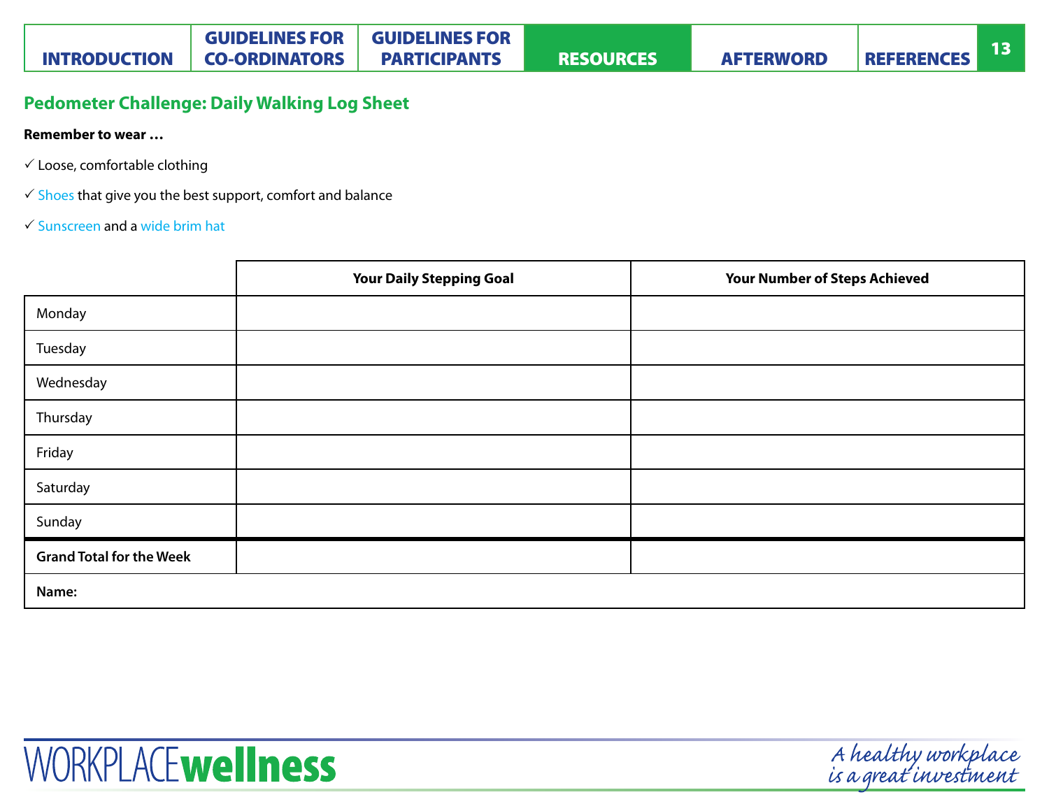## Pedometer Challenge: Daily Walking Log Sheet

**Remember to wear …**

✓ Loose, comfortable clothing

✓ Shoes that give you the best support, comfort and balance

✓ Sunscreen and a wide brim hat

| | Your Daily Stepping Goal | Your Number of Steps Achieved |
|---|---|---|
| Monday | | |
| Tuesday | | |
| Wednesday | | |
| Thursday | | |
| Friday | | |
| Saturday | | |
| Sunday | | |
| **Grand Total for the Week** | | |
| **Name:** | | |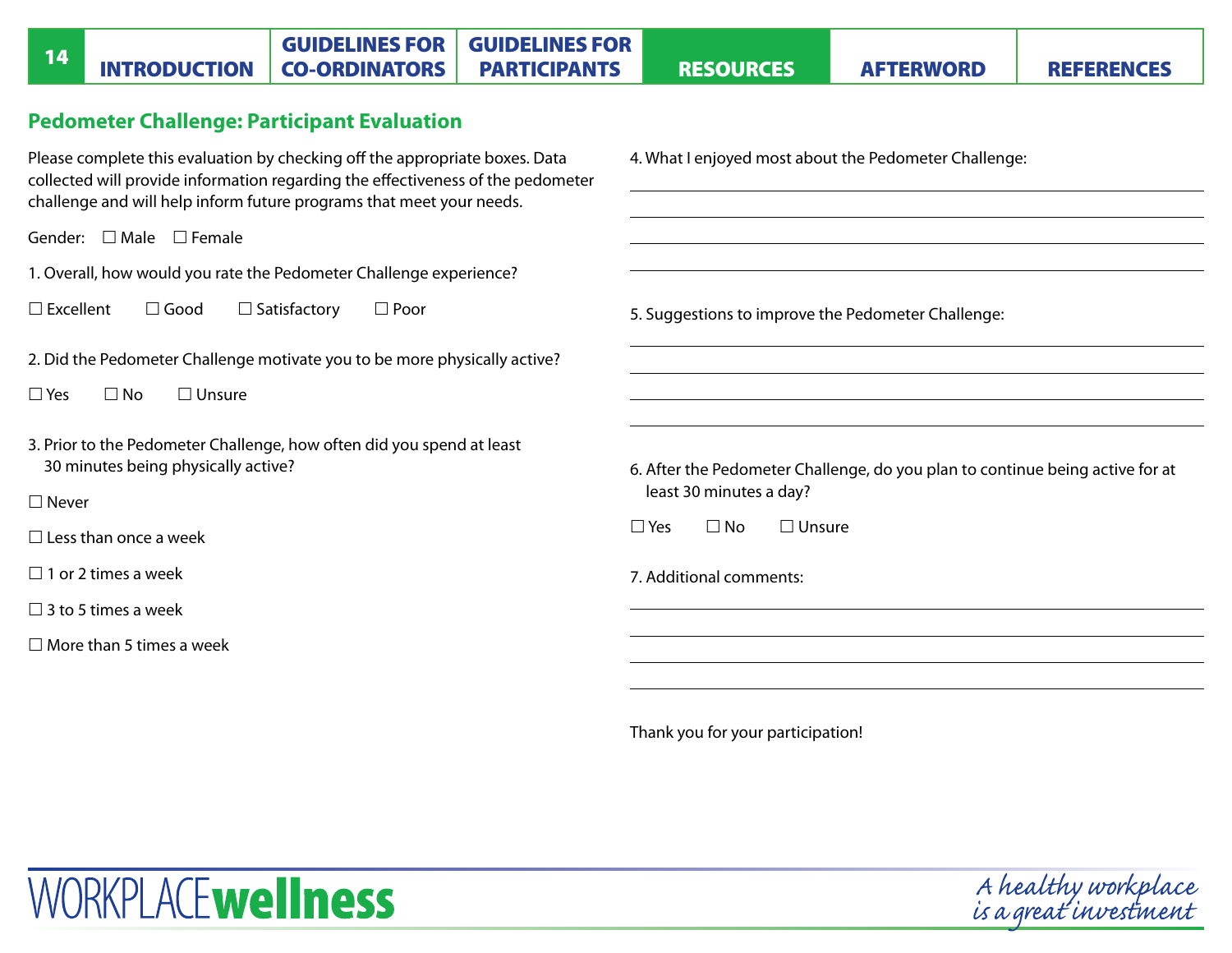## Pedometer Challenge: Participant Evaluation

Please complete this evaluation by checking off the appropriate boxes. Data collected will provide information regarding the effectiveness of the pedometer challenge and will help inform future programs that meet your needs.

Gender: ☐ Male ☐ Female

1. Overall, how would you rate the Pedometer Challenge experience?

☐ Excellent ☐ Good ☐ Satisfactory ☐ Poor

2. Did the Pedometer Challenge motivate you to be more physically active?

☐ Yes ☐ No ☐ Unsure

3. Prior to the Pedometer Challenge, how often did you spend at least 30 minutes being physically active?

☐ Never

☐ Less than once a week

☐ 1 or 2 times a week

☐ 3 to 5 times a week

☐ More than 5 times a week

4. What I enjoyed most about the Pedometer Challenge:

______________________________________________

______________________________________________

______________________________________________

______________________________________________

5. Suggestions to improve the Pedometer Challenge:

______________________________________________

______________________________________________

______________________________________________

______________________________________________

6. After the Pedometer Challenge, do you plan to continue being active for at least 30 minutes a day?

☐ Yes ☐ No ☐ Unsure

7. Additional comments:

______________________________________________

______________________________________________

______________________________________________

______________________________________________

Thank you for your participation!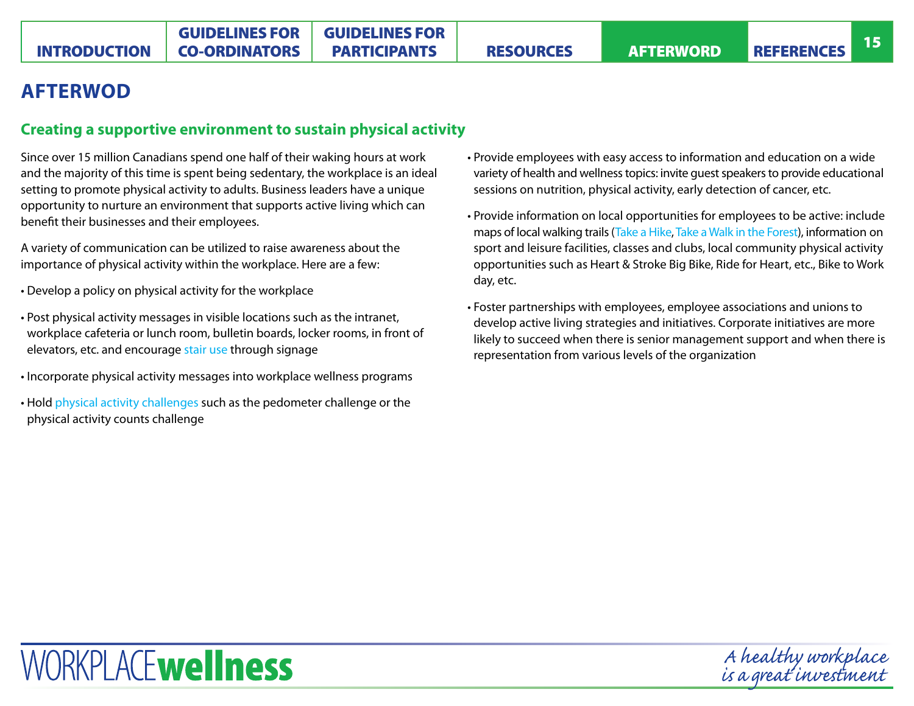# AFTERWOD

## Creating a supportive environment to sustain physical activity

Since over 15 million Canadians spend one half of their waking hours at work and the majority of this time is spent being sedentary, the workplace is an ideal setting to promote physical activity to adults. Business leaders have a unique opportunity to nurture an environment that supports active living which can benefit their businesses and their employees.

A variety of communication can be utilized to raise awareness about the importance of physical activity within the workplace. Here are a few:

- Develop a policy on physical activity for the workplace
- Post physical activity messages in visible locations such as the intranet, workplace cafeteria or lunch room, bulletin boards, locker rooms, in front of elevators, etc. and encourage stair use through signage
- Incorporate physical activity messages into workplace wellness programs
- Hold physical activity challenges such as the pedometer challenge or the physical activity counts challenge
- Provide employees with easy access to information and education on a wide variety of health and wellness topics: invite guest speakers to provide educational sessions on nutrition, physical activity, early detection of cancer, etc.
- Provide information on local opportunities for employees to be active: include maps of local walking trails (Take a Hike, Take a Walk in the Forest), information on sport and leisure facilities, classes and clubs, local community physical activity opportunities such as Heart & Stroke Big Bike, Ride for Heart, etc., Bike to Work day, etc.
- Foster partnerships with employees, employee associations and unions to develop active living strategies and initiatives. Corporate initiatives are more likely to succeed when there is senior management support and when there is representation from various levels of the organization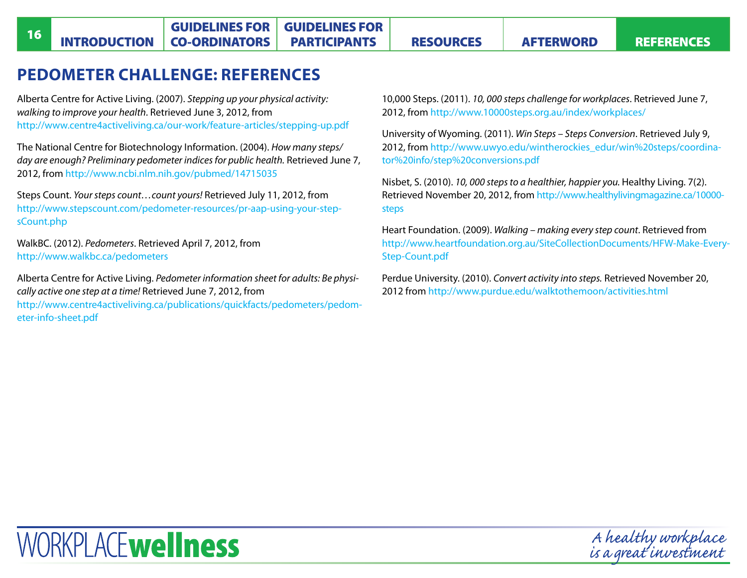## PEDOMETER CHALLENGE: REFERENCES

Alberta Centre for Active Living. (2007). *Stepping up your physical activity: walking to improve your health*. Retrieved June 3, 2012, from http://www.centre4activeliving.ca/our-work/feature-articles/stepping-up.pdf

The National Centre for Biotechnology Information. (2004). *How many steps/day are enough? Preliminary pedometer indices for public health.* Retrieved June 7, 2012, from http://www.ncbi.nlm.nih.gov/pubmed/14715035

Steps Count. *Your steps count…count yours!* Retrieved July 11, 2012, from http://www.stepscount.com/pedometer-resources/pr-aap-using-your-stepsCount.php

WalkBC. (2012). *Pedometers*. Retrieved April 7, 2012, from http://www.walkbc.ca/pedometers

Alberta Centre for Active Living. *Pedometer information sheet for adults: Be physically active one step at a time!* Retrieved June 7, 2012, from http://www.centre4activeliving.ca/publications/quickfacts/pedometers/pedometer-info-sheet.pdf

10,000 Steps. (2011). *10, 000 steps challenge for workplaces*. Retrieved June 7, 2012, from http://www.10000steps.org.au/index/workplaces/

University of Wyoming. (2011). *Win Steps – Steps Conversion*. Retrieved July 9, 2012, from http://www.uwyo.edu/wintherockies_edur/win%20steps/coordinator%20info/step%20conversions.pdf

Nisbet, S. (2010). *10, 000 steps to a healthier, happier you.* Healthy Living. 7(2). Retrieved November 20, 2012, from http://www.healthylivingmagazine.ca/10000-steps

Heart Foundation. (2009). *Walking – making every step count*. Retrieved from http://www.heartfoundation.org.au/SiteCollectionDocuments/HFW-Make-Every-Step-Count.pdf

Perdue University. (2010). *Convert activity into steps.* Retrieved November 20, 2012 from http://www.purdue.edu/walktothemoon/activities.html